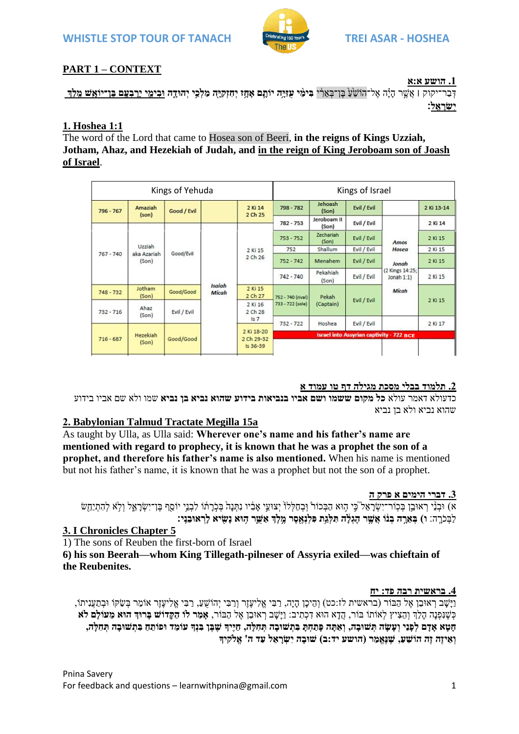WHISTLE STOP TOUR OF TANACH — TREI ASAR - HOSHEA

## PART 1 – CONTEXT

**1. הושע א:א**

דְּבַר־יְקֹוָק ׀ אֲשֶׁר הָיָה אֶל־הוֹשֵׁעַ בֶּן־בְּאֵרִי **בִּימֵי עֻזִּיָּה יוֹתָם אָחָז יְחִזְקִיָּה מַלְכֵי יְהוּדָה וּבִימֵי יָרָבְעָם בֶּן־יוֹאָשׁ מֶלֶךְ יִשְׂרָאֵל:**

**1. Hoshea 1:1**

The word of the Lord that came to Hosea son of Beeri, **in the reigns of Kings Uzziah, Jotham, Ahaz, and Hezekiah of Judah, and in the reign of King Jeroboam son of Joash of Israel**.

| Kings of Yehuda | | | | | Kings of Israel | | | | |
|---|---|---|---|---|---|---|---|---|---|
| 796 - 767 | Amaziah (son) | Good / Evil | | 2 Ki 14 2 Ch 25 | 798 - 782 | Jehoash (Son) | Evil / Evil | | 2 Ki 13-14 |
| 767 - 740 | Uzziah aka Azariah (Son) | Good/Evil | | 2 Ki 15 2 Ch 26 | 782 - 753 | Jeroboam II (Son) | Evil / Evil | Amos Hosea Jonah (2 Kings 14:25; Jonah 1:1) | 2 Ki 14 |
| | | | | | 753 - 752 | Zechariah (Son) | Evil / Evil | | 2 Ki 15 |
| | | | | | 752 | Shallum | Evil / Evil | | 2 Ki 15 |
| | | | | | 752 - 742 | Menahem | Evil / Evil | | 2 Ki 15 |
| | | | | | 742 - 740 | Pekahiah (Son) | Evil / Evil | | 2 Ki 15 |
| 748 - 732 | Jotham (Son) | Good/Good | Isaiah Micah | 2 Ki 15 2 Ch 27 | 752 - 740 (rival) 733 - 722 (sole) | Pekah (Captain) | Evil / Evil | Micah | 2 Ki 15 |
| 732 - 716 | Ahaz (Son) | Evil / Evil | | 2 Ki 16 2 Ch 28 Is 7 | | | | | |
| | | | | | 732 - 722 | Hoshea | Evil / Evil | | 2 Ki 17 |
| 716 - 687 | Hezekiah (Son) | Good/Good | | 2 Ki 18-20 2 Ch 29-32 Is 36-39 | Israel into Assyrian captivity - 722 BCE | | | | |

**2. תלמוד בבלי מסכת מגילה דף טו עמוד א**

כדעולא דאמר עולא **כל מקום ששמו ושם אביו בנביאות בידוע שהוא נביא בן נביא** שמו ולא שם אביו בידוע שהוא נביא ולא בן נביא

**2. Babylonian Talmud Tractate Megilla 15a**

As taught by Ulla, as Ulla said: **Wherever one's name and his father's name are mentioned with regard to prophecy, it is known that he was a prophet the son of a prophet, and therefore his father's name is also mentioned.** When his name is mentioned but not his father's name, it is known that he was a prophet but not the son of a prophet.

**3. דברי הימים א פרק ה**

(א) וּבְנֵי רְאוּבֵן בְּכוֹר־יִשְׂרָאֵל כִּי הוּא הַבְּכוֹר וּבְחַלְּלוֹ יְצוּעֵי אָבִיו נִתְּנָה בְּכֹרָתוֹ לִבְנֵי יוֹסֵף בֶּן־יִשְׂרָאֵל וְלֹא לְהִתְיַחֵשׂ לַבְּכֹרָה: (ו) **בְּאֵרָה בְנוֹ אֲשֶׁר הֶגְלָה תִּלְגַת פִּלְנְאֶסֶר מֶלֶךְ אַשֻּׁר הוּא נָשִׂיא לָראוּבֵנִי:**

**3. I Chronicles Chapter 5**

1) The sons of Reuben the first-born of Israel

**6) his son Beerah—whom King Tillegath-pilneser of Assyria exiled—was chieftain of the Reubenites.**

**4. בראשית רבה פד: יח**

וַיָּשָׁב רְאוּבֵן אֶל הַבּוֹר (בראשית לז:כט) וְהֵיכָן הָיָה, רַבִּי אֱלִיעֶזֶר וְרַבִּי יְהוֹשֻׁעַ, רַבִּי אֱלִיעֶזֶר אוֹמֵר בְּשַׂקּוֹ וּבְתַעֲנִיתוֹ, כְּשֶׁנִּפְנָה הָלַךְ וְהֵצִיץ לְאוֹתוֹ בּוֹר, הֲדָא הוּא דִכְתִיב: וַיָּשָׁב רְאוּבֵן אֶל הַבּוֹר, **אָמַר לוֹ הַקָּדוֹשׁ בָּרוּךְ הוּא מֵעוֹלָם לֹא חָטָא אָדָם לְפָנַי וְעָשָׂה תְשׁוּבָה, וְאַתָּה פָּתַחְתָּ בִּתְשׁוּבָה תְּחִלָּה, חַיֶּיךָ שֶׁבֶּן בִּנְךָ עוֹמֵד וּפוֹתֵחַ בִּתְשׁוּבָה תְּחִלָּה, וְאֵיזֶה זֶה הוֹשֵׁעַ, שֶׁנֶּאֱמַר (הושע יד:ב) שׁוּבָה יִשְׂרָאֵל עַד ה' אֱלֹקֶיךָ**

Pnina Savery
For feedback and questions – learnwithpnina@gmail.com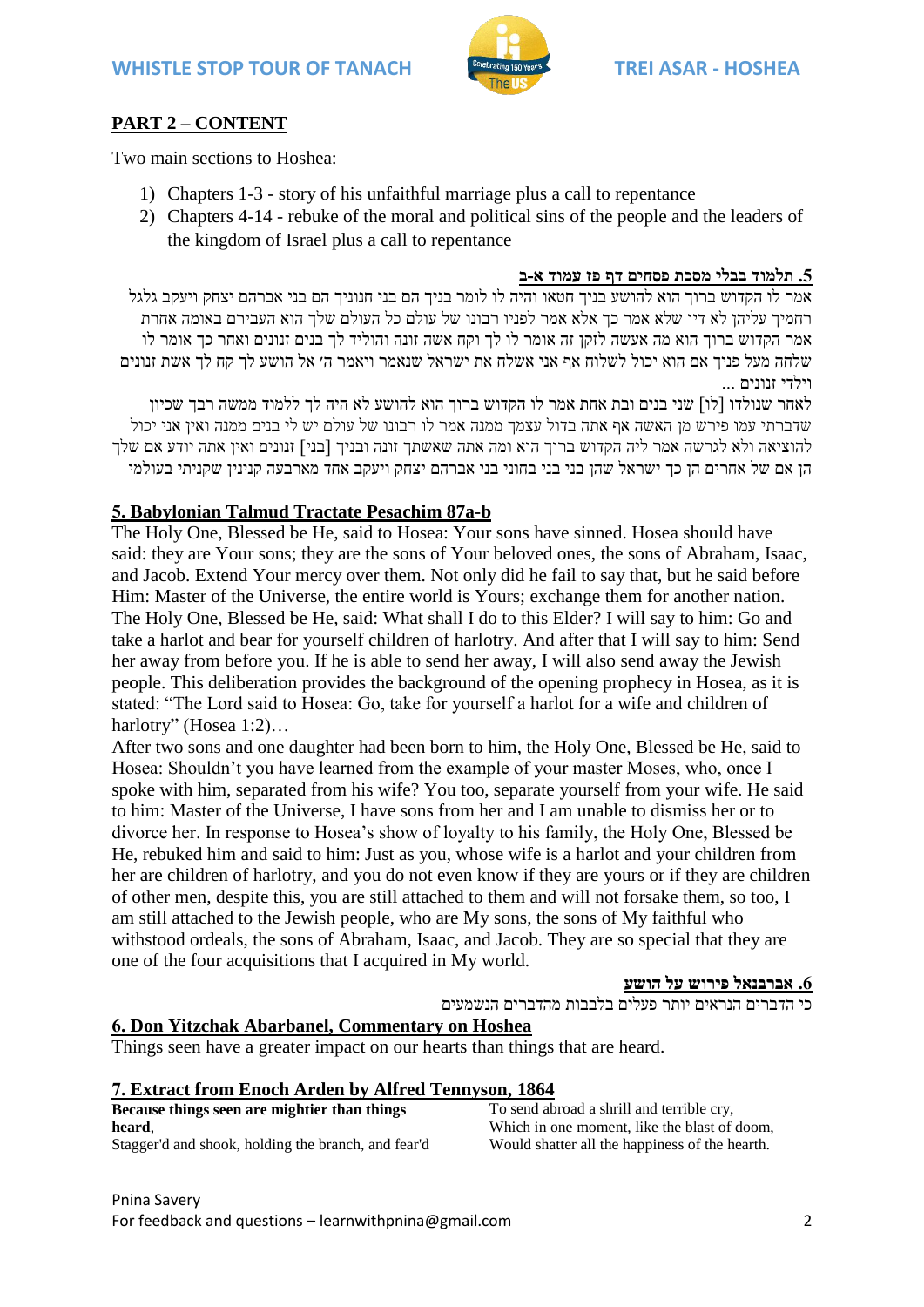## PART 2 – CONTENT

Two main sections to Hoshea:

1) Chapters 1-3 - story of his unfaithful marriage plus a call to repentance
2) Chapters 4-14 - rebuke of the moral and political sins of the people and the leaders of the kingdom of Israel plus a call to repentance

**5. תלמוד בבלי מסכת פסחים דף פז עמוד א-ב**

אמר לו הקדוש ברוך הוא להושע בניך חטאו והיה לו לומר בניך הם בני חנוניך הם בני אברהם יצחק ויעקב גלגל רחמיך עליהן לא דיו שלא אמר כך אלא אמר לפניו רבונו של עולם כל העולם שלך הוא העבירם באומה אחרת אמר הקדוש ברוך הוא מה אעשה לזקן זה אומר לו לך וקח אשה זונה והוליד לך בנים זנונים ואחר כך אומר לו שלחה מעל פניך אם הוא יכול לשלוח אף אני אשלח את ישראל שנאמר ויאמר ה׳ אל הושע לך קח לך אשת זנונים וילדי זנונים ...

לאחר שנולדו [לו] שני בנים ובת אחת אמר לו הקדוש ברוך הוא להושע לא היה לך ללמוד ממשה רבך שכיון שדברתי עמו פירש מן האשה אף אתה בדול עצמך ממנה אמר לו רבונו של עולם יש לי בנים ממנה ואין אני יכול להוציאה ולא לגרשה אמר ליה הקדוש ברוך הוא ומה אתה שאשתך זונה ובניך [בני] זנונים ואין אתה יודע אם שלך הן אם של אחרים הן כך ישראל שהן בני בני בחוני בני אברהם יצחק ויעקב אחד מארבעה קנינין שקניתי בעולמי

**5. Babylonian Talmud Tractate Pesachim 87a-b**

The Holy One, Blessed be He, said to Hosea: Your sons have sinned. Hosea should have said: they are Your sons; they are the sons of Your beloved ones, the sons of Abraham, Isaac, and Jacob. Extend Your mercy over them. Not only did he fail to say that, but he said before Him: Master of the Universe, the entire world is Yours; exchange them for another nation. The Holy One, Blessed be He, said: What shall I do to this Elder? I will say to him: Go and take a harlot and bear for yourself children of harlotry. And after that I will say to him: Send her away from before you. If he is able to send her away, I will also send away the Jewish people. This deliberation provides the background of the opening prophecy in Hosea, as it is stated: "The Lord said to Hosea: Go, take for yourself a harlot for a wife and children of harlotry" (Hosea 1:2)…

After two sons and one daughter had been born to him, the Holy One, Blessed be He, said to Hosea: Shouldn't you have learned from the example of your master Moses, who, once I spoke with him, separated from his wife? You too, separate yourself from your wife. He said to him: Master of the Universe, I have sons from her and I am unable to dismiss her or to divorce her. In response to Hosea's show of loyalty to his family, the Holy One, Blessed be He, rebuked him and said to him: Just as you, whose wife is a harlot and your children from her are children of harlotry, and you do not even know if they are yours or if they are children of other men, despite this, you are still attached to them and will not forsake them, so too, I am still attached to the Jewish people, who are My sons, the sons of My faithful who withstood ordeals, the sons of Abraham, Isaac, and Jacob. They are so special that they are one of the four acquisitions that I acquired in My world.

**6. אברבנאל פירוש על הושע**

כי הדברים הנראים יותר פעלים בלבבות מהדברים הנשמעים

**6. Don Yitzchak Abarbanel, Commentary on Hoshea**

Things seen have a greater impact on our hearts than things that are heard.

**7. Extract from Enoch Arden by Alfred Tennyson, 1864**

**Because things seen are mightier than things heard**,
Stagger'd and shook, holding the branch, and fear'd
To send abroad a shrill and terrible cry,
Which in one moment, like the blast of doom,
Would shatter all the happiness of the hearth.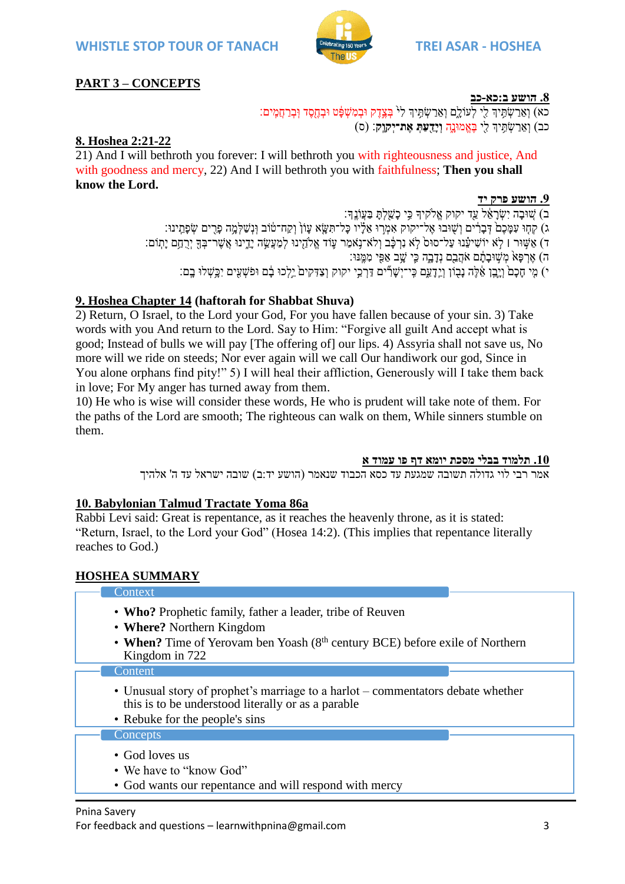## PART 3 – CONCEPTS

**8. הושע ב:כא-כב**

כא) וְאֵרַשְׂתִּ֥יךְ לִ֖י לְעוֹלָ֑ם וְאֵרַשְׂתִּ֥יךְ לִי֙ בְּצֶ֣דֶק וּבְמִשְׁפָּ֔ט וּבְחֶ֖סֶד וּבְרַחֲמִֽים׃

כב) וְאֵרַשְׂתִּ֥יךְ לִ֖י בֶּאֱמוּנָ֑ה **וְיָדַ֖עַתְּ אֶת־יְקוָק׃** (ס)

**8. Hoshea 2:21-22**

21) And I will betroth you forever: I will betroth you with righteousness and justice, And with goodness and mercy, 22) And I will betroth you with faithfulness; **Then you shall know the Lord.**

**9. הושע פרק יד**

ב) שׁ֚וּבָה יִשְׂרָאֵ֔ל עַ֖ד יקוק אֱלֹקֶ֑יךָ כִּ֥י כָשַׁ֖לְתָּ בַּעֲוֺנֶֽךָ׃

ג) קְח֤וּ עִמָּכֶם֙ דְּבָרִ֔ים וְשׁ֖וּבוּ אֶל־יקוק אִמְר֣וּ אֵלָ֗יו כָּל־תִּשָּׂ֤א עָוֺן֙ וְקַח־ט֔וֹב וּֽנְשַׁלְּמָ֥ה פָרִ֖ים שְׂפָתֵֽינוּ׃

ד) אַשּׁ֣וּר ׀ לֹ֣א יוֹשִׁיעֵ֗נוּ עַל־סוּס֙ לֹ֣א נִרְכָּ֔ב וְלֹא־נֹ֥אמַר ע֛וֹד אֱלֹהֵ֖ינוּ לְמַעֲשֵׂ֣ה יָדֵ֑ינוּ אֲשֶׁר־בְּךָ֖ יְרֻחַ֥ם יָתֽוֹם׃

ה) אֶרְפָּא֙ מְשׁ֣וּבָתָ֔ם אֹהֲבֵ֖ם נְדָבָ֑ה כִּ֛י שָׁ֥ב אַפִּ֖י מִמֶּֽנּוּ׃

י) מִ֤י חָכָם֙ וְיָ֣בֵֽן אֵ֔לֶּה נָב֖וֹן וְיֵדָעֵ֑ם כִּֽי־יְשָׁרִ֞ים דַּרְכֵ֣י יקוק וְצַדִּקִים֙ יֵ֣לְכוּ בָ֔ם וּפֹשְׁעִ֖ים יִכָּ֥שְׁלוּ בָֽם׃

**9. Hoshea Chapter 14 (haftorah for Shabbat Shuva)**

2) Return, O Israel, to the Lord your God, For you have fallen because of your sin. 3) Take words with you And return to the Lord. Say to Him: "Forgive all guilt And accept what is good; Instead of bulls we will pay [The offering of] our lips. 4) Assyria shall not save us, No more will we ride on steeds; Nor ever again will we call Our handiwork our god, Since in You alone orphans find pity!" 5) I will heal their affliction, Generously will I take them back in love; For My anger has turned away from them.

10) He who is wise will consider these words, He who is prudent will take note of them. For the paths of the Lord are smooth; The righteous can walk on them, While sinners stumble on them.

**10. תלמוד בבלי מסכת יומא דף פו עמוד א**

אמר רבי לוי גדולה תשובה שמגעת עד כסא הכבוד שנאמר (הושע יד:ב) שובה ישראל עד ה' אלהיך

**10. Babylonian Talmud Tractate Yoma 86a**

Rabbi Levi said: Great is repentance, as it reaches the heavenly throne, as it is stated: "Return, Israel, to the Lord your God" (Hosea 14:2). (This implies that repentance literally reaches to God.)

## HOSHEA SUMMARY

**Context**

- **Who?** Prophetic family, father a leader, tribe of Reuven
- **Where?** Northern Kingdom
- **When?** Time of Yerovam ben Yoash (8th century BCE) before exile of Northern Kingdom in 722

**Content**

- Unusual story of prophet's marriage to a harlot – commentators debate whether this is to be understood literally or as a parable
- Rebuke for the people's sins

**Concepts**

- God loves us
- We have to "know God"
- God wants our repentance and will respond with mercy

Pnina Savery
For feedback and questions – learnwithpnina@gmail.com